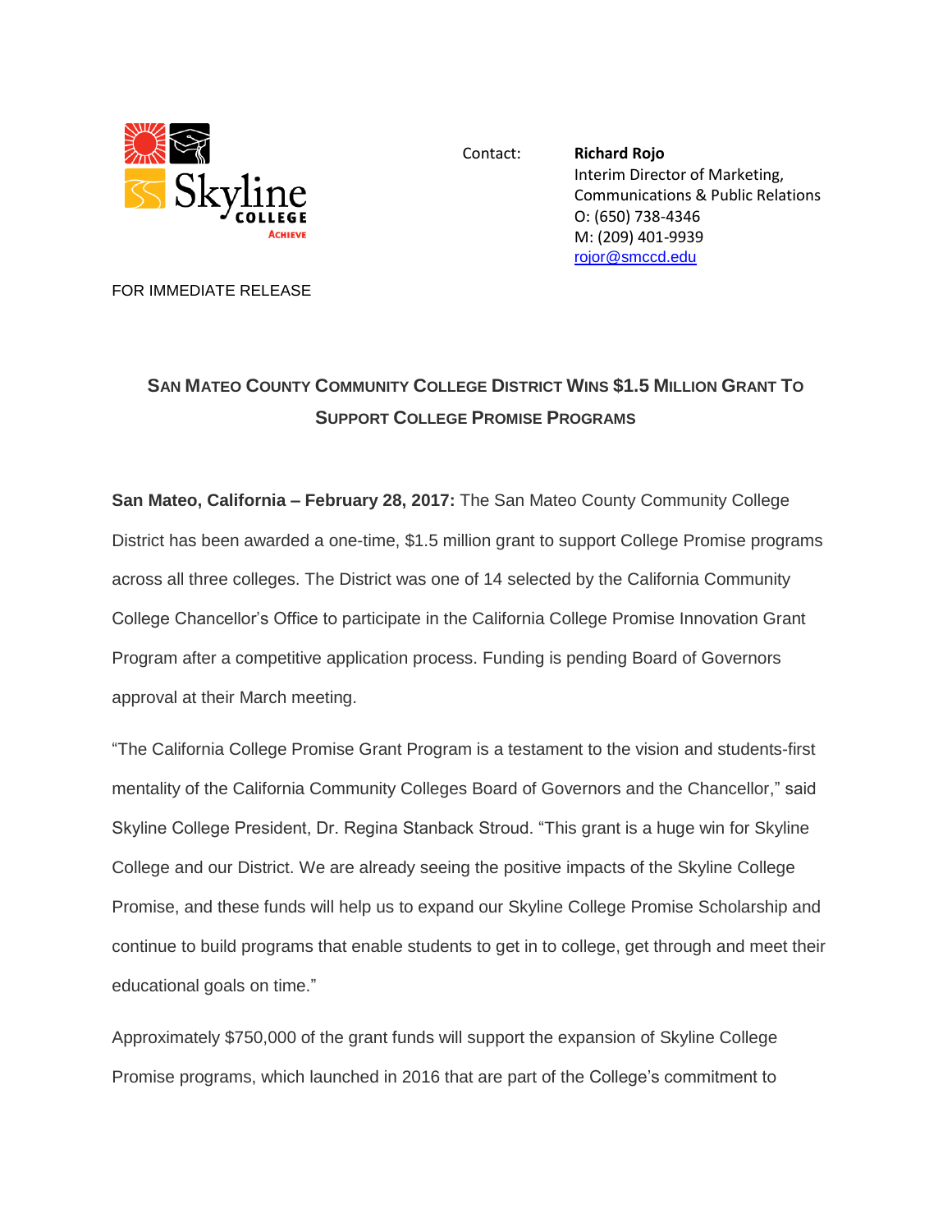Contact: **Richard Rojo**
Interim Director of Marketing, Communications & Public Relations
O: (650) 738-4346
M: (209) 401-9939
rojor@smccd.edu

FOR IMMEDIATE RELEASE

# San Mateo County Community College District Wins $1.5 Million Grant To Support College Promise Programs

**San Mateo, California – February 28, 2017:** The San Mateo County Community College District has been awarded a one-time, $1.5 million grant to support College Promise programs across all three colleges. The District was one of 14 selected by the California Community College Chancellor's Office to participate in the California College Promise Innovation Grant Program after a competitive application process. Funding is pending Board of Governors approval at their March meeting.

"The California College Promise Grant Program is a testament to the vision and students-first mentality of the California Community Colleges Board of Governors and the Chancellor," said Skyline College President, Dr. Regina Stanback Stroud. "This grant is a huge win for Skyline College and our District. We are already seeing the positive impacts of the Skyline College Promise, and these funds will help us to expand our Skyline College Promise Scholarship and continue to build programs that enable students to get in to college, get through and meet their educational goals on time."

Approximately $750,000 of the grant funds will support the expansion of Skyline College Promise programs, which launched in 2016 that are part of the College's commitment to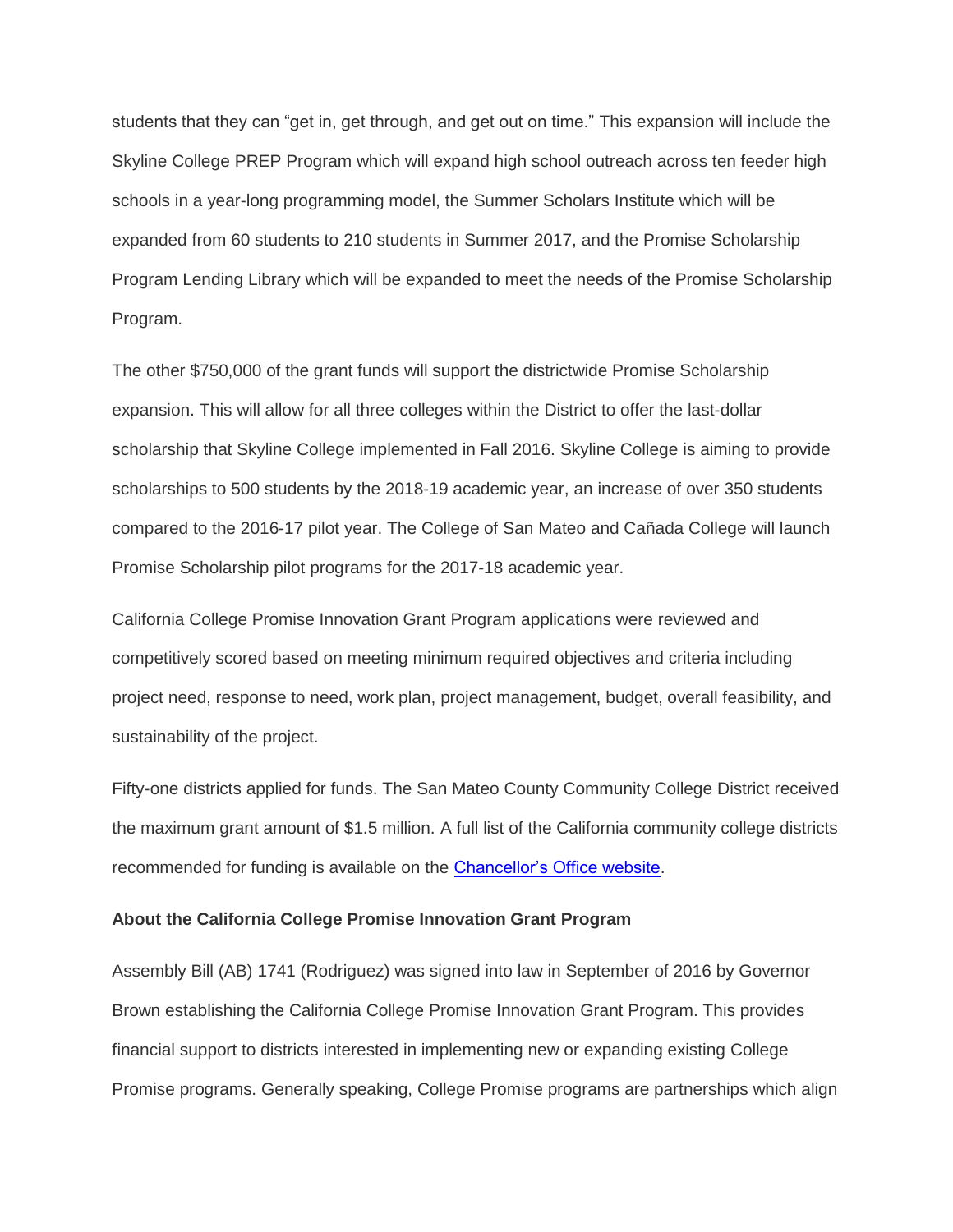students that they can "get in, get through, and get out on time." This expansion will include the Skyline College PREP Program which will expand high school outreach across ten feeder high schools in a year-long programming model, the Summer Scholars Institute which will be expanded from 60 students to 210 students in Summer 2017, and the Promise Scholarship Program Lending Library which will be expanded to meet the needs of the Promise Scholarship Program.

The other $750,000 of the grant funds will support the districtwide Promise Scholarship expansion. This will allow for all three colleges within the District to offer the last-dollar scholarship that Skyline College implemented in Fall 2016. Skyline College is aiming to provide scholarships to 500 students by the 2018-19 academic year, an increase of over 350 students compared to the 2016-17 pilot year. The College of San Mateo and Cañada College will launch Promise Scholarship pilot programs for the 2017-18 academic year.

California College Promise Innovation Grant Program applications were reviewed and competitively scored based on meeting minimum required objectives and criteria including project need, response to need, work plan, project management, budget, overall feasibility, and sustainability of the project.

Fifty-one districts applied for funds. The San Mateo County Community College District received the maximum grant amount of $1.5 million. A full list of the California community college districts recommended for funding is available on the Chancellor's Office website.

**About the California College Promise Innovation Grant Program**

Assembly Bill (AB) 1741 (Rodriguez) was signed into law in September of 2016 by Governor Brown establishing the California College Promise Innovation Grant Program. This provides financial support to districts interested in implementing new or expanding existing College Promise programs. Generally speaking, College Promise programs are partnerships which align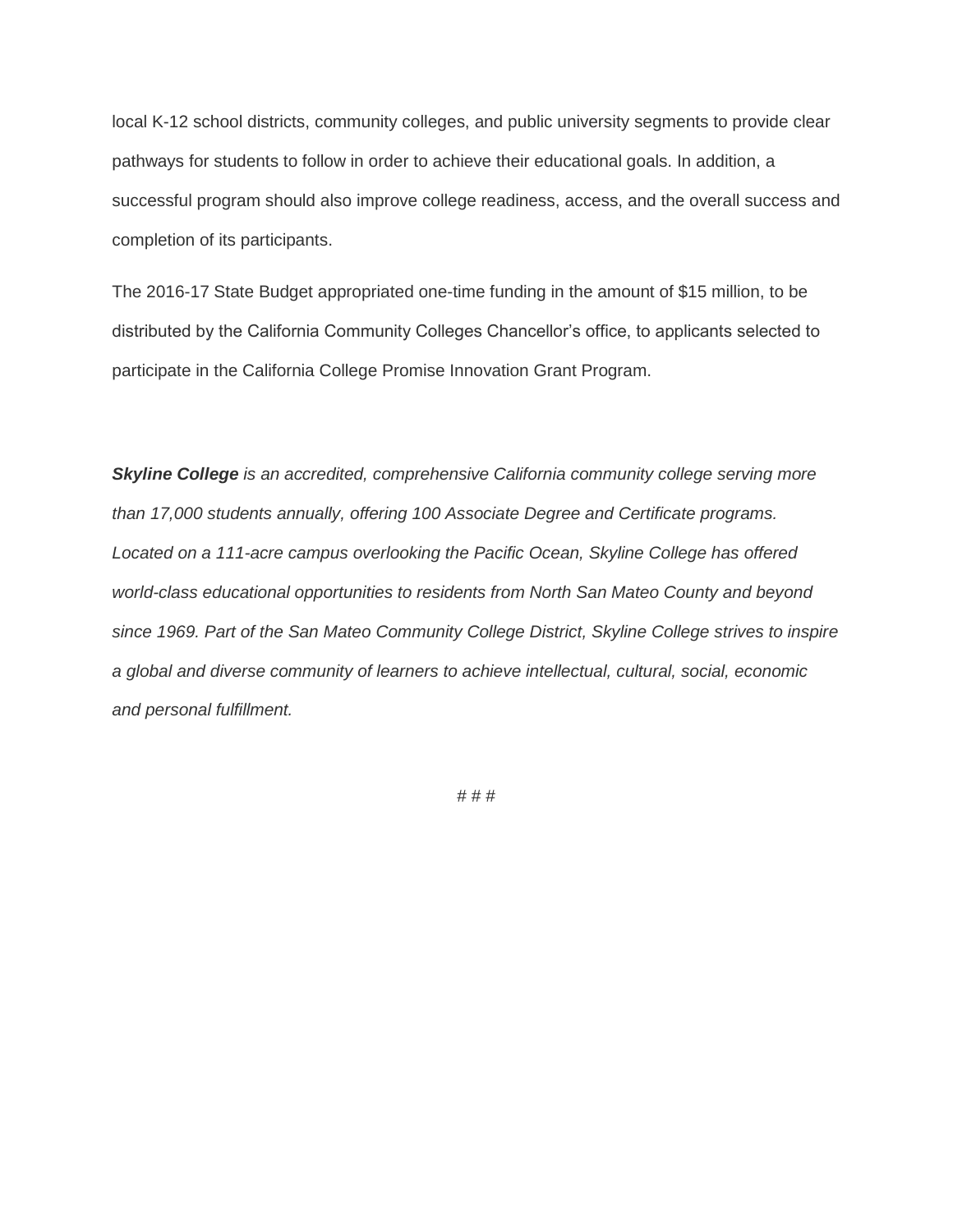local K-12 school districts, community colleges, and public university segments to provide clear pathways for students to follow in order to achieve their educational goals. In addition, a successful program should also improve college readiness, access, and the overall success and completion of its participants.

The 2016-17 State Budget appropriated one-time funding in the amount of $15 million, to be distributed by the California Community Colleges Chancellor's office, to applicants selected to participate in the California College Promise Innovation Grant Program.

***Skyline College*** *is an accredited, comprehensive California community college serving more than 17,000 students annually, offering 100 Associate Degree and Certificate programs. Located on a 111-acre campus overlooking the Pacific Ocean, Skyline College has offered world-class educational opportunities to residents from North San Mateo County and beyond since 1969. Part of the San Mateo Community College District, Skyline College strives to inspire a global and diverse community of learners to achieve intellectual, cultural, social, economic and personal fulfillment.*

# # #